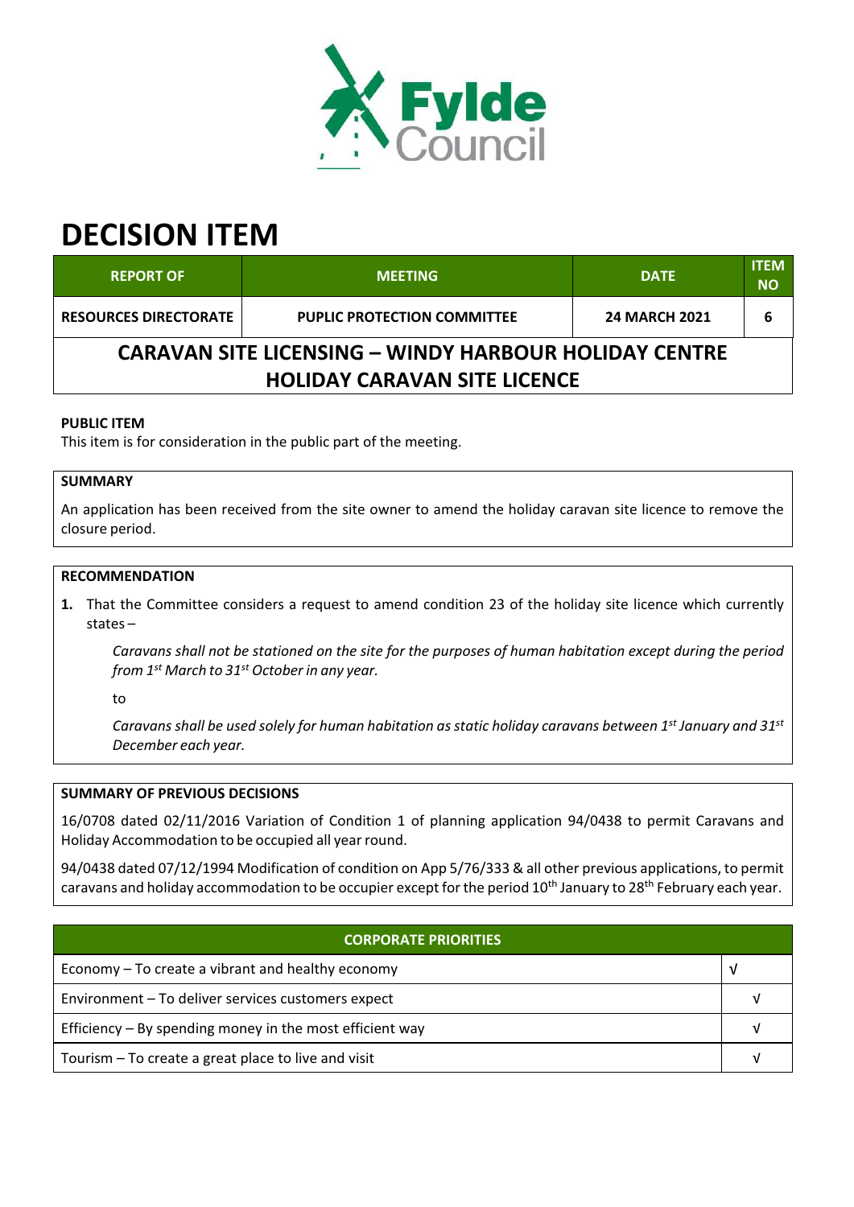# DECISION ITEM

| REPORT OF | MEETING | DATE | ITEM NO |
|---|---|---|---|
| RESOURCES DIRECTORATE | PUPLIC PROTECTION COMMITTEE | 24 MARCH 2021 | 6 |

## CARAVAN SITE LICENSING – WINDY HARBOUR HOLIDAY CENTRE HOLIDAY CARAVAN SITE LICENCE

**PUBLIC ITEM**

This item is for consideration in the public part of the meeting.

**SUMMARY**

An application has been received from the site owner to amend the holiday caravan site licence to remove the closure period.

**RECOMMENDATION**

1. That the Committee considers a request to amend condition 23 of the holiday site licence which currently states –

   *Caravans shall not be stationed on the site for the purposes of human habitation except during the period from 1st March to 31st October in any year.*

   to

   *Caravans shall be used solely for human habitation as static holiday caravans between 1st January and 31st December each year.*

**SUMMARY OF PREVIOUS DECISIONS**

16/0708 dated 02/11/2016 Variation of Condition 1 of planning application 94/0438 to permit Caravans and Holiday Accommodation to be occupied all year round.

94/0438 dated 07/12/1994 Modification of condition on App 5/76/333 & all other previous applications, to permit caravans and holiday accommodation to be occupier except for the period 10th January to 28th February each year.

| CORPORATE PRIORITIES | |
|---|---|
| Economy – To create a vibrant and healthy economy | √ |
| Environment – To deliver services customers expect | √ |
| Efficiency – By spending money in the most efficient way | √ |
| Tourism – To create a great place to live and visit | √ |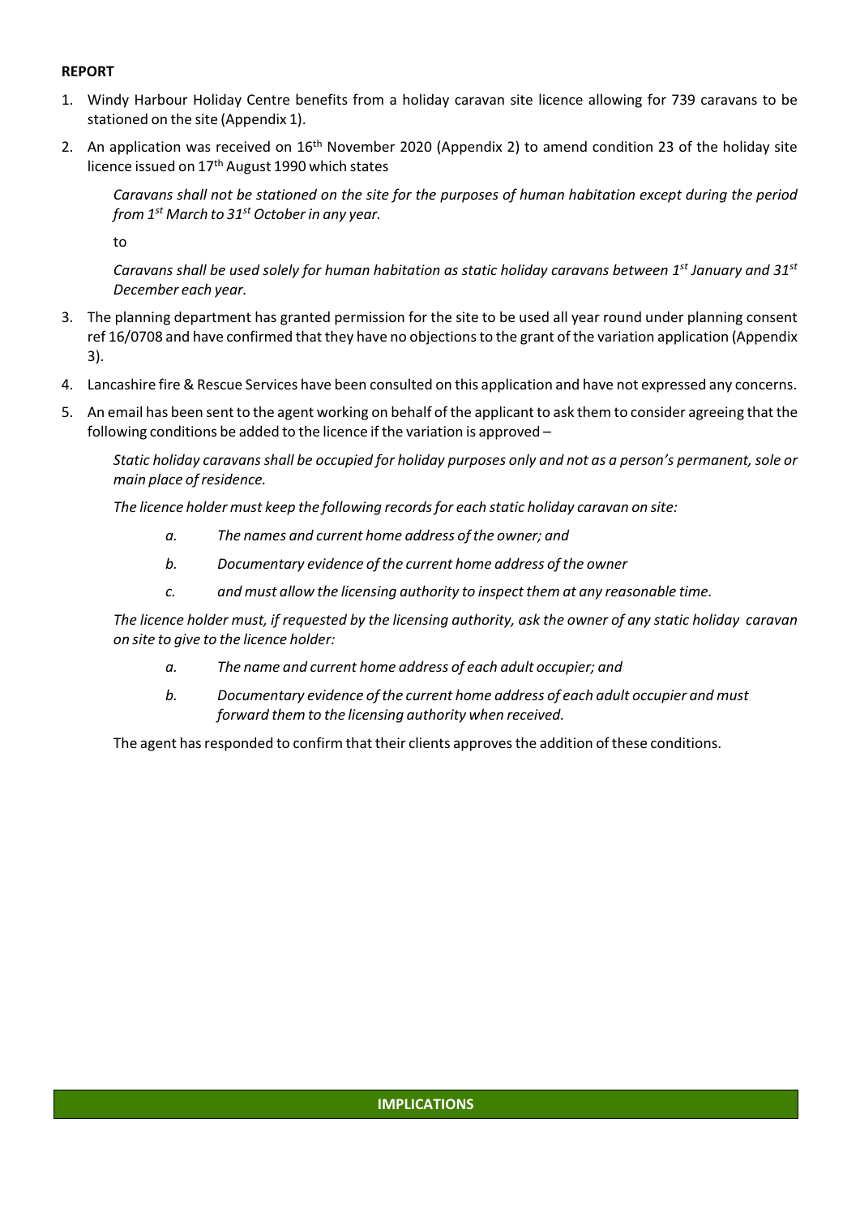**REPORT**

1. Windy Harbour Holiday Centre benefits from a holiday caravan site licence allowing for 739 caravans to be stationed on the site (Appendix 1).

2. An application was received on 16th November 2020 (Appendix 2) to amend condition 23 of the holiday site licence issued on 17th August 1990 which states

   *Caravans shall not be stationed on the site for the purposes of human habitation except during the period from 1st March to 31st October in any year.*

   to

   *Caravans shall be used solely for human habitation as static holiday caravans between 1st January and 31st December each year.*

3. The planning department has granted permission for the site to be used all year round under planning consent ref 16/0708 and have confirmed that they have no objections to the grant of the variation application (Appendix 3).

4. Lancashire fire & Rescue Services have been consulted on this application and have not expressed any concerns.

5. An email has been sent to the agent working on behalf of the applicant to ask them to consider agreeing that the following conditions be added to the licence if the variation is approved –

   *Static holiday caravans shall be occupied for holiday purposes only and not as a person's permanent, sole or main place of residence.*

   *The licence holder must keep the following records for each static holiday caravan on site:*

   - *a. The names and current home address of the owner; and*
   - *b. Documentary evidence of the current home address of the owner*
   - *c. and must allow the licensing authority to inspect them at any reasonable time.*

   *The licence holder must, if requested by the licensing authority, ask the owner of any static holiday caravan on site to give to the licence holder:*

   - *a. The name and current home address of each adult occupier; and*
   - *b. Documentary evidence of the current home address of each adult occupier and must forward them to the licensing authority when received.*

   The agent has responded to confirm that their clients approves the addition of these conditions.

## IMPLICATIONS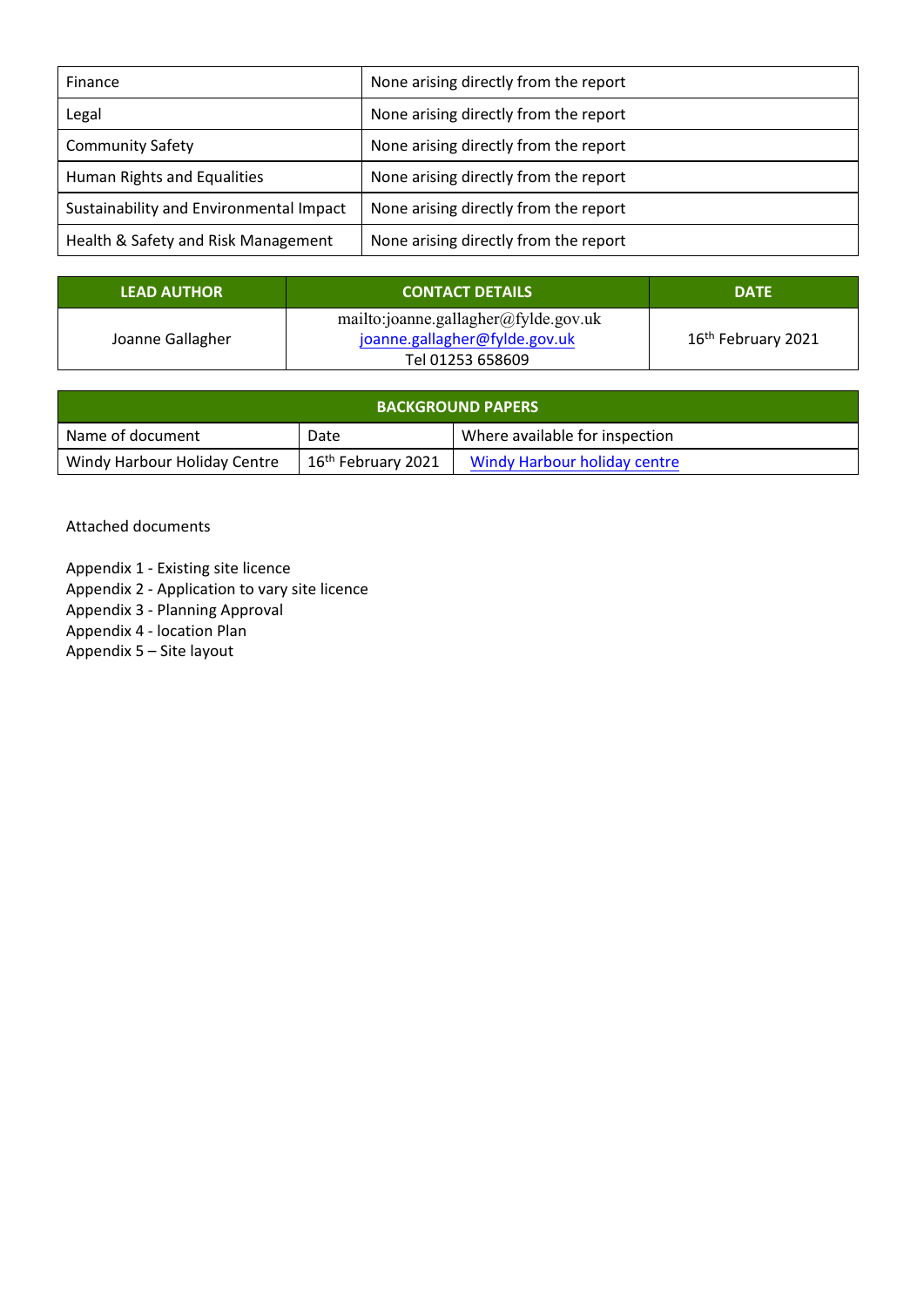| | |
|---|---|
| Finance | None arising directly from the report |
| Legal | None arising directly from the report |
| Community Safety | None arising directly from the report |
| Human Rights and Equalities | None arising directly from the report |
| Sustainability and Environmental Impact | None arising directly from the report |
| Health & Safety and Risk Management | None arising directly from the report |

| LEAD AUTHOR | CONTACT DETAILS | DATE |
|---|---|---|
| Joanne Gallagher | mailto:joanne.gallagher@fylde.gov.uk<br>joanne.gallagher@fylde.gov.uk<br>Tel 01253 658609 | 16th February 2021 |

| BACKGROUND PAPERS | | |
|---|---|---|
| Name of document | Date | Where available for inspection |
| Windy Harbour Holiday Centre | 16th February 2021 | Windy Harbour holiday centre |

Attached documents

Appendix 1 - Existing site licence
Appendix 2 - Application to vary site licence
Appendix 3 - Planning Approval
Appendix 4 - location Plan
Appendix 5 – Site layout